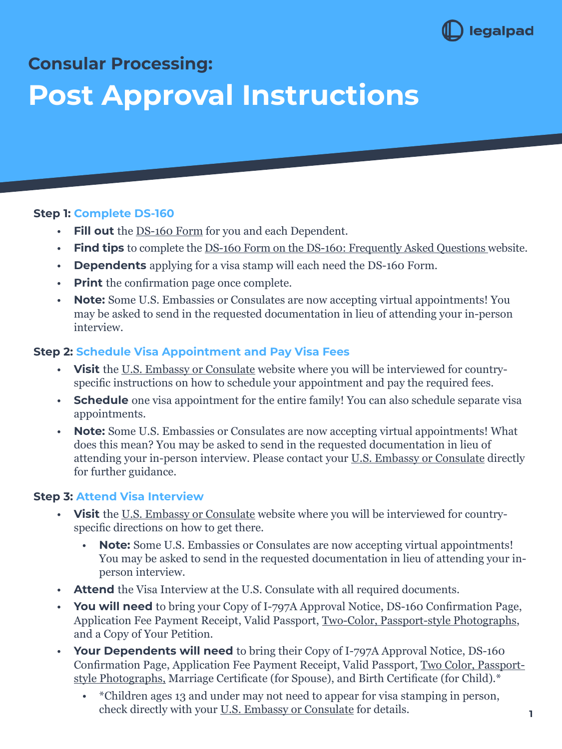legalpad

## Consular Processing:

# Post Approval Instructions

### Step 1: Complete DS-160

- **Fill out** the DS-160 Form for you and each Dependent.
- **Find tips** to complete the DS-160 Form on the DS-160: Frequently Asked Questions website.
- **Dependents** applying for a visa stamp will each need the DS-160 Form.
- **Print** the confirmation page once complete.
- **Note:** Some U.S. Embassies or Consulates are now accepting virtual appointments! You may be asked to send in the requested documentation in lieu of attending your in-person interview.

### Step 2: Schedule Visa Appointment and Pay Visa Fees

- **Visit** the U.S. Embassy or Consulate website where you will be interviewed for country-specific instructions on how to schedule your appointment and pay the required fees.
- **Schedule** one visa appointment for the entire family! You can also schedule separate visa appointments.
- **Note:** Some U.S. Embassies or Consulates are now accepting virtual appointments! What does this mean? You may be asked to send in the requested documentation in lieu of attending your in-person interview. Please contact your U.S. Embassy or Consulate directly for further guidance.

### Step 3: Attend Visa Interview

- **Visit** the U.S. Embassy or Consulate website where you will be interviewed for country-specific directions on how to get there.
  - **Note:** Some U.S. Embassies or Consulates are now accepting virtual appointments! You may be asked to send in the requested documentation in lieu of attending your in-person interview.
- **Attend** the Visa Interview at the U.S. Consulate with all required documents.
- **You will need** to bring your Copy of I-797A Approval Notice, DS-160 Confirmation Page, Application Fee Payment Receipt, Valid Passport, Two-Color, Passport-style Photographs, and a Copy of Your Petition.
- **Your Dependents will need** to bring their Copy of I-797A Approval Notice, DS-160 Confirmation Page, Application Fee Payment Receipt, Valid Passport, Two Color, Passport-style Photographs, Marriage Certificate (for Spouse), and Birth Certificate (for Child).*
  - *Children ages 13 and under may not need to appear for visa stamping in person, check directly with your U.S. Embassy or Consulate for details.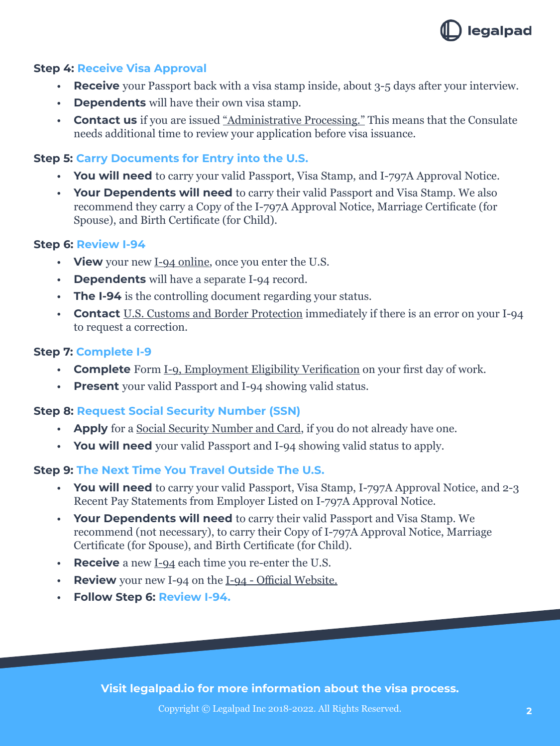### Step 4: Receive Visa Approval

- **Receive** your Passport back with a visa stamp inside, about 3-5 days after your interview.
- **Dependents** will have their own visa stamp.
- **Contact us** if you are issued "Administrative Processing." This means that the Consulate needs additional time to review your application before visa issuance.

### Step 5: Carry Documents for Entry into the U.S.

- **You will need** to carry your valid Passport, Visa Stamp, and I-797A Approval Notice.
- **Your Dependents will need** to carry their valid Passport and Visa Stamp. We also recommend they carry a Copy of the I-797A Approval Notice, Marriage Certificate (for Spouse), and Birth Certificate (for Child).

### Step 6: Review I-94

- **View** your new I-94 online, once you enter the U.S.
- **Dependents** will have a separate I-94 record.
- **The I-94** is the controlling document regarding your status.
- **Contact** U.S. Customs and Border Protection immediately if there is an error on your I-94 to request a correction.

### Step 7: Complete I-9

- **Complete** Form I-9, Employment Eligibility Verification on your first day of work.
- **Present** your valid Passport and I-94 showing valid status.

### Step 8: Request Social Security Number (SSN)

- **Apply** for a Social Security Number and Card, if you do not already have one.
- **You will need** your valid Passport and I-94 showing valid status to apply.

### Step 9: The Next Time You Travel Outside The U.S.

- **You will need** to carry your valid Passport, Visa Stamp, I-797A Approval Notice, and 2-3 Recent Pay Statements from Employer Listed on I-797A Approval Notice.
- **Your Dependents will need** to carry their valid Passport and Visa Stamp. We recommend (not necessary), to carry their Copy of I-797A Approval Notice, Marriage Certificate (for Spouse), and Birth Certificate (for Child).
- **Receive** a new I-94 each time you re-enter the U.S.
- **Review** your new I-94 on the I-94 - Official Website.
- **Follow Step 6: Review I-94.**

**Visit legalpad.io for more information about the visa process.**

Copyright © Legalpad Inc 2018-2022. All Rights Reserved.